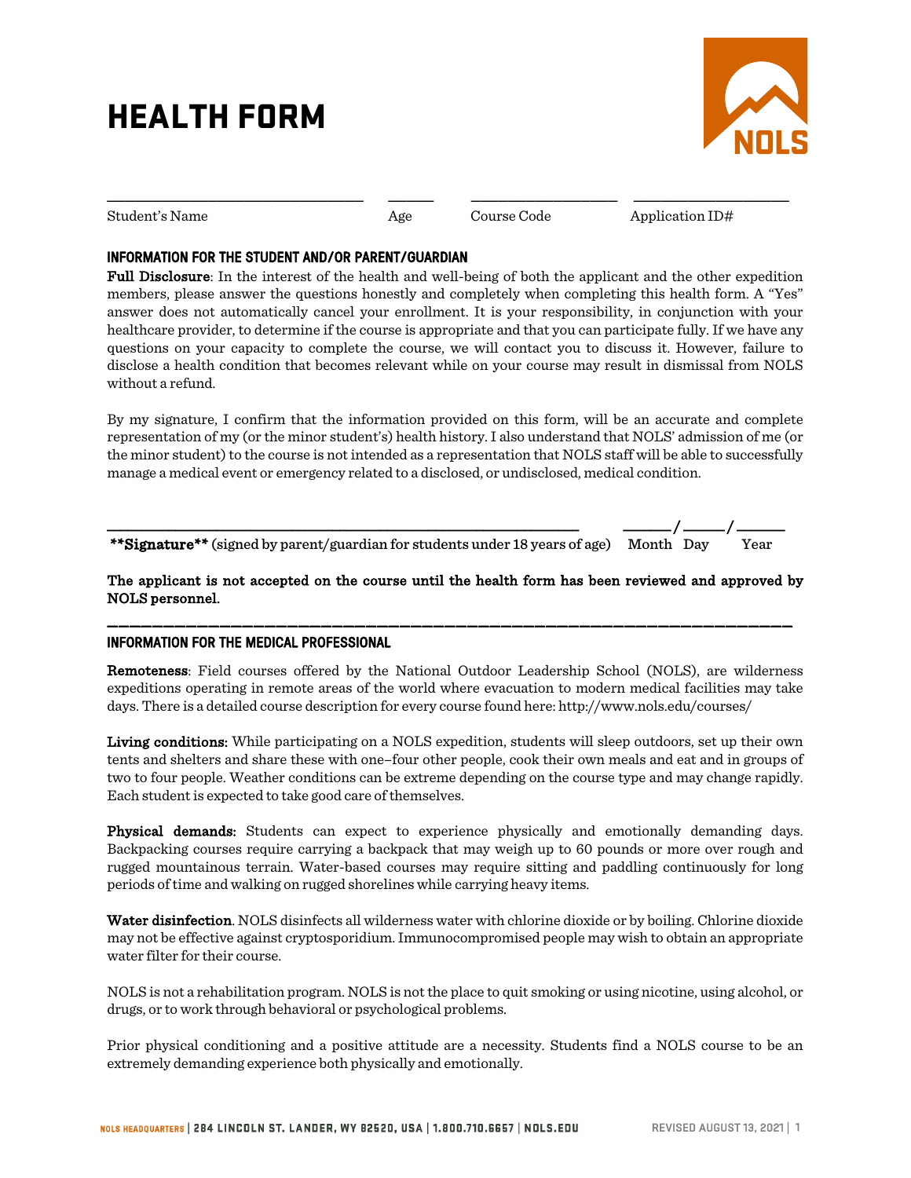# HEALTH FORM

NOLS

\_\_\_\_\_\_\_\_\_\_\_\_\_\_\_\_\_\_\_\_\_\_\_\_\_\_\_\_\_\_ \_\_\_\_\_ \_\_\_\_\_\_\_\_\_\_\_\_\_\_\_\_ \_\_\_\_\_\_\_\_\_\_\_\_\_\_\_\_\_\_

Student's Name | Age | Course Code | Application ID#

## INFORMATION FOR THE STUDENT AND/OR PARENT/GUARDIAN

**Full Disclosure**: In the interest of the health and well-being of both the applicant and the other expedition members, please answer the questions honestly and completely when completing this health form. A "Yes" answer does not automatically cancel your enrollment. It is your responsibility, in conjunction with your healthcare provider, to determine if the course is appropriate and that you can participate fully. If we have any questions on your capacity to complete the course, we will contact you to discuss it. However, failure to disclose a health condition that becomes relevant while on your course may result in dismissal from NOLS without a refund.

By my signature, I confirm that the information provided on this form, will be an accurate and complete representation of my (or the minor student's) health history. I also understand that NOLS' admission of me (or the minor student) to the course is not intended as a representation that NOLS staff will be able to successfully manage a medical event or emergency related to a disclosed, or undisclosed, medical condition.

\_\_\_\_\_\_\_\_\_\_\_\_\_\_\_\_\_\_\_\_\_\_\_\_\_\_\_\_\_\_\_\_\_\_\_\_\_\_\_\_\_\_\_\_\_\_\_\_ \_\_\_\_\_/\_\_\_\_\_/\_\_\_\_\_

**\*\*Signature\*\*** (signed by parent/guardian for students under 18 years of age) Month Day Year

**The applicant is not accepted on the course until the health form has been reviewed and approved by NOLS personnel.**

---

## INFORMATION FOR THE MEDICAL PROFESSIONAL

**Remoteness**: Field courses offered by the National Outdoor Leadership School (NOLS), are wilderness expeditions operating in remote areas of the world where evacuation to modern medical facilities may take days. There is a detailed course description for every course found here: http://www.nols.edu/courses/

**Living conditions:** While participating on a NOLS expedition, students will sleep outdoors, set up their own tents and shelters and share these with one–four other people, cook their own meals and eat and in groups of two to four people. Weather conditions can be extreme depending on the course type and may change rapidly. Each student is expected to take good care of themselves.

**Physical demands:** Students can expect to experience physically and emotionally demanding days. Backpacking courses require carrying a backpack that may weigh up to 60 pounds or more over rough and rugged mountainous terrain. Water-based courses may require sitting and paddling continuously for long periods of time and walking on rugged shorelines while carrying heavy items.

**Water disinfection**. NOLS disinfects all wilderness water with chlorine dioxide or by boiling. Chlorine dioxide may not be effective against cryptosporidium. Immunocompromised people may wish to obtain an appropriate water filter for their course.

NOLS is not a rehabilitation program. NOLS is not the place to quit smoking or using nicotine, using alcohol, or drugs, or to work through behavioral or psychological problems.

Prior physical conditioning and a positive attitude are a necessity. Students find a NOLS course to be an extremely demanding experience both physically and emotionally.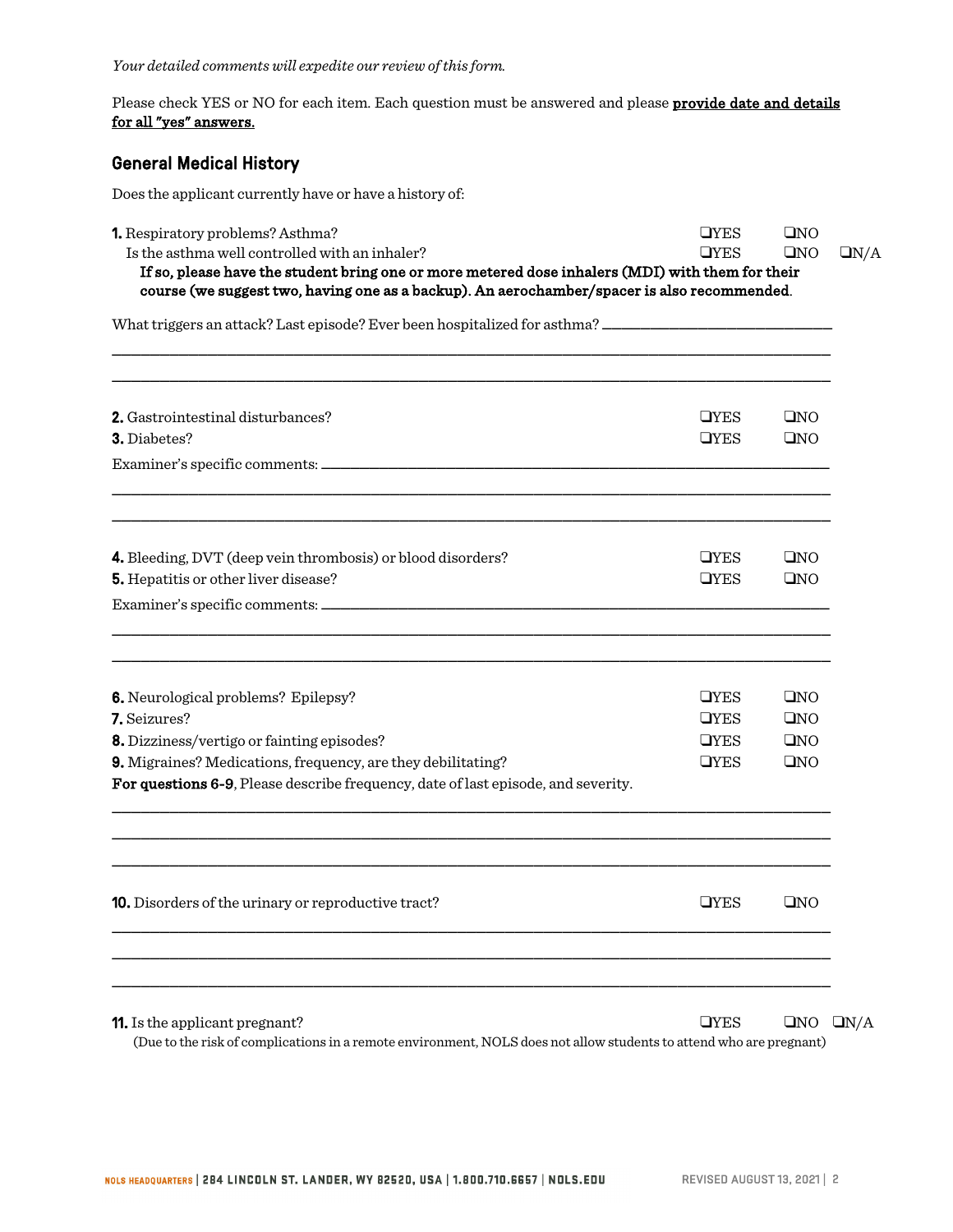*Your detailed comments will expedite our review of this form.*

Please check YES or NO for each item. Each question must be answered and please **provide date and details for all "yes" answers.**

## General Medical History

Does the applicant currently have or have a history of:

**1.** Respiratory problems? Asthma? ❑YES ❑NO
Is the asthma well controlled with an inhaler? ❑YES ❑NO ❑N/A
**If so, please have the student bring one or more metered dose inhalers (MDI) with them for their course (we suggest two, having one as a backup). An aerochamber/spacer is also recommended.**

What triggers an attack? Last episode? Ever been hospitalized for asthma? ____________________

______________________________________________________________________

______________________________________________________________________

**2.** Gastrointestinal disturbances? ❑YES ❑NO
**3.** Diabetes? ❑YES ❑NO

Examiner's specific comments: ____________________

______________________________________________________________________

______________________________________________________________________

**4.** Bleeding, DVT (deep vein thrombosis) or blood disorders? ❑YES ❑NO
**5.** Hepatitis or other liver disease? ❑YES ❑NO

Examiner's specific comments: ____________________

______________________________________________________________________

______________________________________________________________________

**6.** Neurological problems? Epilepsy? ❑YES ❑NO
**7.** Seizures? ❑YES ❑NO
**8.** Dizziness/vertigo or fainting episodes? ❑YES ❑NO
**9.** Migraines? Medications, frequency, are they debilitating? ❑YES ❑NO
**For questions 6-9**, Please describe frequency, date of last episode, and severity.

______________________________________________________________________

______________________________________________________________________

______________________________________________________________________

**10.** Disorders of the urinary or reproductive tract? ❑YES ❑NO

______________________________________________________________________

______________________________________________________________________

______________________________________________________________________

**11.** Is the applicant pregnant? ❑YES ❑NO ❑N/A
(Due to the risk of complications in a remote environment, NOLS does not allow students to attend who are pregnant)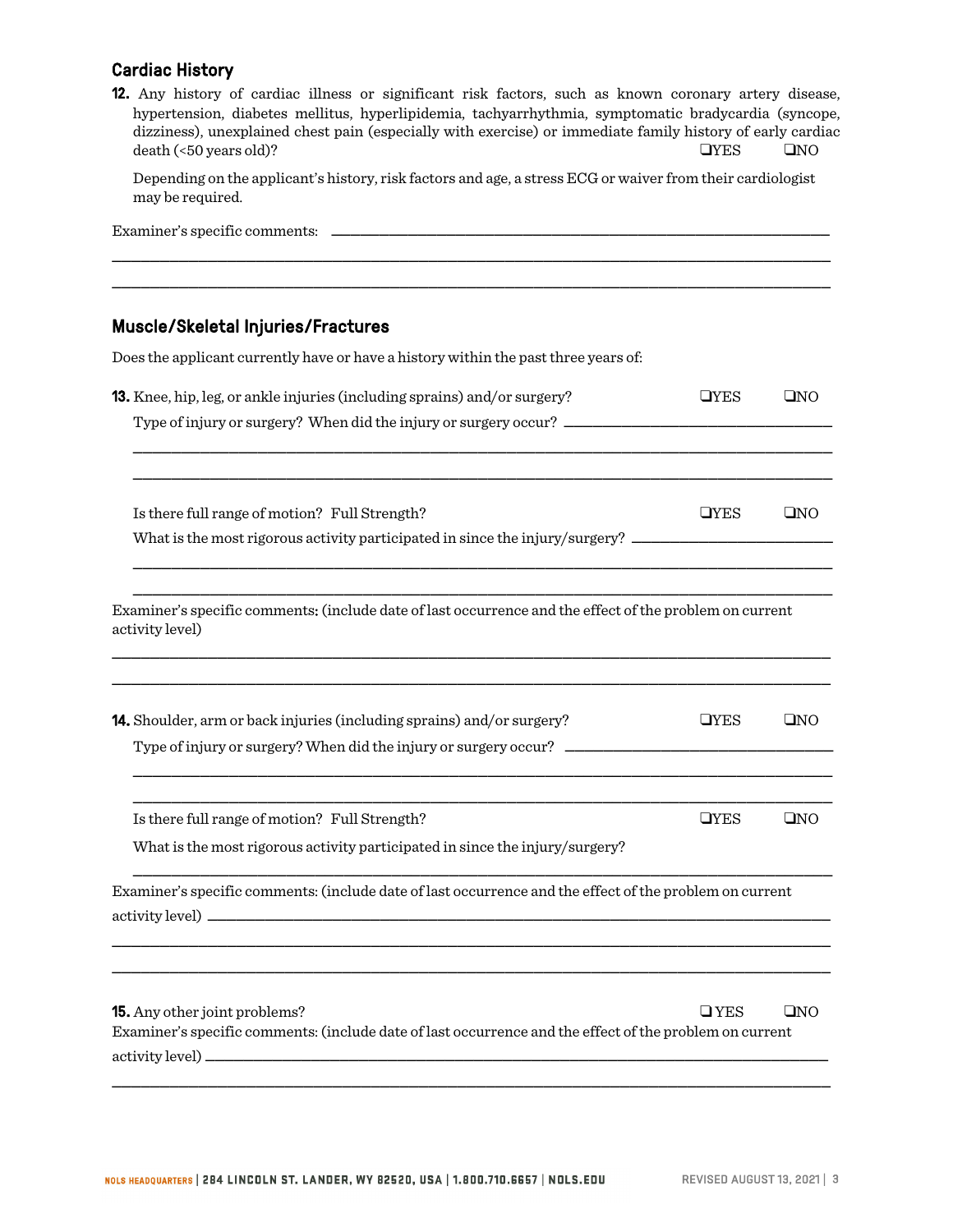## Cardiac History

**12.** Any history of cardiac illness or significant risk factors, such as known coronary artery disease, hypertension, diabetes mellitus, hyperlipidemia, tachyarrhythmia, symptomatic bradycardia (syncope, dizziness), unexplained chest pain (especially with exercise) or immediate family history of early cardiac death (<50 years old)? ❑YES ❑NO

Depending on the applicant's history, risk factors and age, a stress ECG or waiver from their cardiologist may be required.

Examiner's specific comments: \_\_\_\_\_\_\_\_\_\_\_\_\_\_\_\_\_\_\_\_\_\_\_\_\_\_\_\_\_\_\_\_\_\_\_\_\_\_\_\_

\_\_\_\_\_\_\_\_\_\_\_\_\_\_\_\_\_\_\_\_\_\_\_\_\_\_\_\_\_\_\_\_\_\_\_\_\_\_\_\_\_\_\_\_\_\_\_\_\_\_\_\_\_\_\_\_\_\_\_\_

\_\_\_\_\_\_\_\_\_\_\_\_\_\_\_\_\_\_\_\_\_\_\_\_\_\_\_\_\_\_\_\_\_\_\_\_\_\_\_\_\_\_\_\_\_\_\_\_\_\_\_\_\_\_\_\_\_\_\_\_

## Muscle/Skeletal Injuries/Fractures

Does the applicant currently have or have a history within the past three years of:

**13.** Knee, hip, leg, or ankle injuries (including sprains) and/or surgery? ❑YES ❑NO

Type of injury or surgery? When did the injury or surgery occur? \_\_\_\_\_\_\_\_\_\_\_\_\_\_\_\_\_\_\_\_\_\_\_\_

\_\_\_\_\_\_\_\_\_\_\_\_\_\_\_\_\_\_\_\_\_\_\_\_\_\_\_\_\_\_\_\_\_\_\_\_\_\_\_\_\_\_\_\_\_\_\_\_\_\_\_\_\_\_\_\_\_\_\_\_

\_\_\_\_\_\_\_\_\_\_\_\_\_\_\_\_\_\_\_\_\_\_\_\_\_\_\_\_\_\_\_\_\_\_\_\_\_\_\_\_\_\_\_\_\_\_\_\_\_\_\_\_\_\_\_\_\_\_\_\_

Is there full range of motion? Full Strength? ❑YES ❑NO

What is the most rigorous activity participated in since the injury/surgery? \_\_\_\_\_\_\_\_\_\_\_\_\_\_\_\_

\_\_\_\_\_\_\_\_\_\_\_\_\_\_\_\_\_\_\_\_\_\_\_\_\_\_\_\_\_\_\_\_\_\_\_\_\_\_\_\_\_\_\_\_\_\_\_\_\_\_\_\_\_\_\_\_\_\_\_\_

\_\_\_\_\_\_\_\_\_\_\_\_\_\_\_\_\_\_\_\_\_\_\_\_\_\_\_\_\_\_\_\_\_\_\_\_\_\_\_\_\_\_\_\_\_\_\_\_\_\_\_\_\_\_\_\_\_\_\_\_

Examiner's specific comments: (include date of last occurrence and the effect of the problem on current activity level)

\_\_\_\_\_\_\_\_\_\_\_\_\_\_\_\_\_\_\_\_\_\_\_\_\_\_\_\_\_\_\_\_\_\_\_\_\_\_\_\_\_\_\_\_\_\_\_\_\_\_\_\_\_\_\_\_\_\_\_\_

\_\_\_\_\_\_\_\_\_\_\_\_\_\_\_\_\_\_\_\_\_\_\_\_\_\_\_\_\_\_\_\_\_\_\_\_\_\_\_\_\_\_\_\_\_\_\_\_\_\_\_\_\_\_\_\_\_\_\_\_

**14.** Shoulder, arm or back injuries (including sprains) and/or surgery? ❑YES ❑NO

Type of injury or surgery? When did the injury or surgery occur? \_\_\_\_\_\_\_\_\_\_\_\_\_\_\_\_\_\_\_\_\_\_\_\_

\_\_\_\_\_\_\_\_\_\_\_\_\_\_\_\_\_\_\_\_\_\_\_\_\_\_\_\_\_\_\_\_\_\_\_\_\_\_\_\_\_\_\_\_\_\_\_\_\_\_\_\_\_\_\_\_\_\_\_\_

\_\_\_\_\_\_\_\_\_\_\_\_\_\_\_\_\_\_\_\_\_\_\_\_\_\_\_\_\_\_\_\_\_\_\_\_\_\_\_\_\_\_\_\_\_\_\_\_\_\_\_\_\_\_\_\_\_\_\_\_

Is there full range of motion? Full Strength? ❑YES ❑NO

What is the most rigorous activity participated in since the injury/surgery?

\_\_\_\_\_\_\_\_\_\_\_\_\_\_\_\_\_\_\_\_\_\_\_\_\_\_\_\_\_\_\_\_\_\_\_\_\_\_\_\_\_\_\_\_\_\_\_\_\_\_\_\_\_\_\_\_\_\_\_\_

Examiner's specific comments: (include date of last occurrence and the effect of the problem on current activity level) \_\_\_\_\_\_\_\_\_\_\_\_\_\_\_\_\_\_\_\_\_\_\_\_\_\_\_\_\_\_\_\_\_\_\_\_\_\_\_\_\_\_\_\_\_\_\_\_\_\_

\_\_\_\_\_\_\_\_\_\_\_\_\_\_\_\_\_\_\_\_\_\_\_\_\_\_\_\_\_\_\_\_\_\_\_\_\_\_\_\_\_\_\_\_\_\_\_\_\_\_\_\_\_\_\_\_\_\_\_\_

\_\_\_\_\_\_\_\_\_\_\_\_\_\_\_\_\_\_\_\_\_\_\_\_\_\_\_\_\_\_\_\_\_\_\_\_\_\_\_\_\_\_\_\_\_\_\_\_\_\_\_\_\_\_\_\_\_\_\_\_

**15.** Any other joint problems? ❑YES ❑NO

Examiner's specific comments: (include date of last occurrence and the effect of the problem on current activity level) \_\_\_\_\_\_\_\_\_\_\_\_\_\_\_\_\_\_\_\_\_\_\_\_\_\_\_\_\_\_\_\_\_\_\_\_\_\_\_\_\_\_\_\_\_\_\_\_\_\_

\_\_\_\_\_\_\_\_\_\_\_\_\_\_\_\_\_\_\_\_\_\_\_\_\_\_\_\_\_\_\_\_\_\_\_\_\_\_\_\_\_\_\_\_\_\_\_\_\_\_\_\_\_\_\_\_\_\_\_\_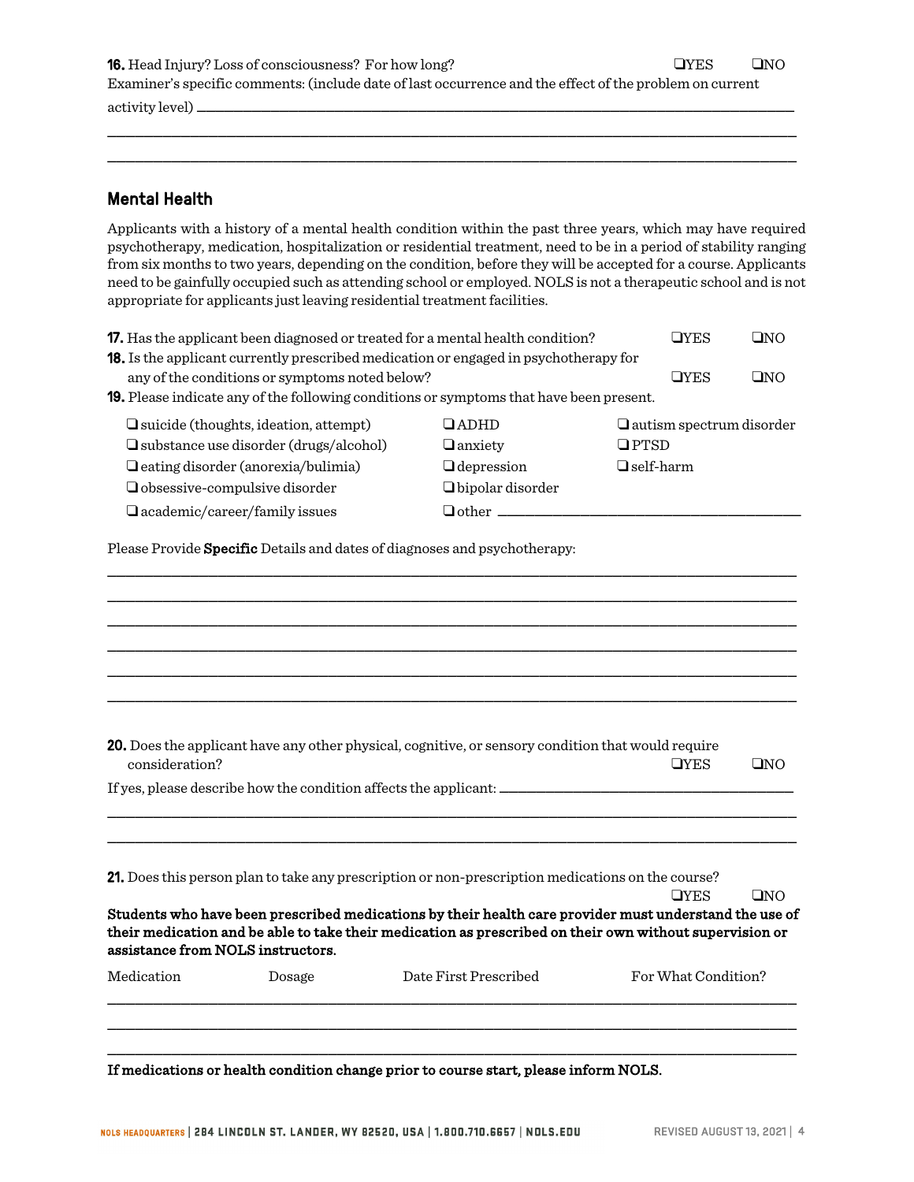**16.** Head Injury? Loss of consciousness? For how long? ❑YES ❑NO

Examiner's specific comments: (include date of last occurrence and the effect of the problem on current activity level) ________________________________________________

________________________________________________

________________________________________________

## Mental Health

Applicants with a history of a mental health condition within the past three years, which may have required psychotherapy, medication, hospitalization or residential treatment, need to be in a period of stability ranging from six months to two years, depending on the condition, before they will be accepted for a course. Applicants need to be gainfully occupied such as attending school or employed. NOLS is not a therapeutic school and is not appropriate for applicants just leaving residential treatment facilities.

**17.** Has the applicant been diagnosed or treated for a mental health condition? ❑YES ❑NO

**18.** Is the applicant currently prescribed medication or engaged in psychotherapy for any of the conditions or symptoms noted below? ❑YES ❑NO

**19.** Please indicate any of the following conditions or symptoms that have been present.

- ❑ suicide (thoughts, ideation, attempt)
- ❑ substance use disorder (drugs/alcohol)
- ❑ eating disorder (anorexia/bulimia)
- ❑ obsessive-compulsive disorder
- ❑ academic/career/family issues
- ❑ ADHD
- ❑ anxiety
- ❑ depression
- ❑ bipolar disorder
- ❑ other ________________
- ❑ autism spectrum disorder
- ❑ PTSD
- ❑ self-harm

Please Provide **Specific** Details and dates of diagnoses and psychotherapy:

________________________________________________

________________________________________________

________________________________________________

________________________________________________

________________________________________________

________________________________________________

**20.** Does the applicant have any other physical, cognitive, or sensory condition that would require consideration? ❑YES ❑NO

If yes, please describe how the condition affects the applicant: ________________________________

________________________________________________

________________________________________________

**21.** Does this person plan to take any prescription or non-prescription medications on the course? ❑YES ❑NO

**Students who have been prescribed medications by their health care provider must understand the use of their medication and be able to take their medication as prescribed on their own without supervision or assistance from NOLS instructors.**

| Medication | Dosage | Date First Prescribed | For What Condition? |
|---|---|---|---|
| | | | |
| | | | |
| | | | |

**If medications or health condition change prior to course start, please inform NOLS.**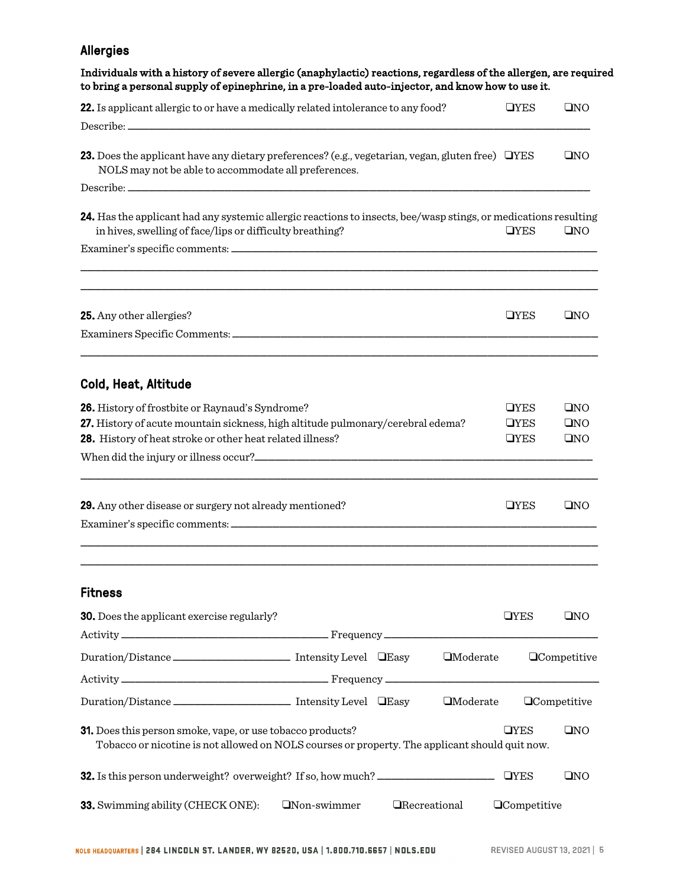## Allergies

**Individuals with a history of severe allergic (anaphylactic) reactions, regardless of the allergen, are required to bring a personal supply of epinephrine, in a pre-loaded auto-injector, and know how to use it.**

**22.** Is applicant allergic to or have a medically related intolerance to any food? ❑YES ❑NO

Describe: ___________________________________________________________________

**23.** Does the applicant have any dietary preferences? (e.g., vegetarian, vegan, gluten free) ❑YES ❑NO
NOLS may not be able to accommodate all preferences.

Describe: ___________________________________________________________________

**24.** Has the applicant had any systemic allergic reactions to insects, bee/wasp stings, or medications resulting in hives, swelling of face/lips or difficulty breathing? ❑YES ❑NO

Examiner's specific comments: ______________________________________________________

_____________________________________________________________________________

_____________________________________________________________________________

**25.** Any other allergies? ❑YES ❑NO

Examiners Specific Comments: ______________________________________________________

_____________________________________________________________________________

## Cold, Heat, Altitude

**26.** History of frostbite or Raynaud's Syndrome? ❑YES ❑NO

**27.** History of acute mountain sickness, high altitude pulmonary/cerebral edema? ❑YES ❑NO

**28.** History of heat stroke or other heat related illness? ❑YES ❑NO

When did the injury or illness occur?_____________________________________________

_____________________________________________________________________________

**29.** Any other disease or surgery not already mentioned? ❑YES ❑NO

Examiner's specific comments: ______________________________________________________

_____________________________________________________________________________

_____________________________________________________________________________

## Fitness

**30.** Does the applicant exercise regularly? ❑YES ❑NO

Activity ______________________________ Frequency ______________________________

Duration/Distance __________________ Intensity Level ❑Easy ❑Moderate ❑Competitive

Activity ______________________________ Frequency ______________________________

Duration/Distance __________________ Intensity Level ❑Easy ❑Moderate ❑Competitive

**31.** Does this person smoke, vape, or use tobacco products? ❑YES ❑NO
Tobacco or nicotine is not allowed on NOLS courses or property. The applicant should quit now.

**32.** Is this person underweight? overweight? If so, how much? __________________ ❑YES ❑NO

**33.** Swimming ability (CHECK ONE): ❑Non-swimmer ❑Recreational ❑Competitive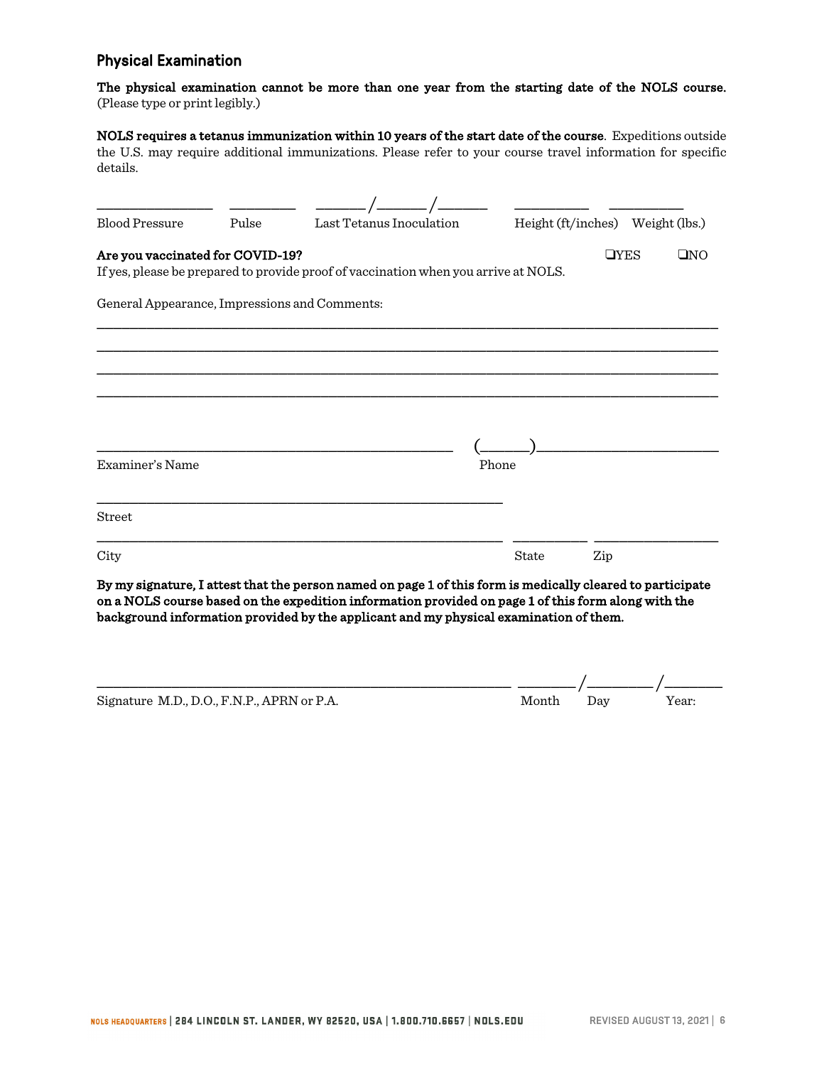## Physical Examination

**The physical examination cannot be more than one year from the starting date of the NOLS course.** (Please type or print legibly.)

**NOLS requires a tetanus immunization within 10 years of the start date of the course.** Expeditions outside the U.S. may require additional immunizations. Please refer to your course travel information for specific details.

______________ ________ ______/______/______ _________ _________

Blood Pressure Pulse Last Tetanus Inoculation Height (ft/inches) Weight (lbs.)

**Are you vaccinated for COVID-19?** ❑YES ❑NO

If yes, please be prepared to provide proof of vaccination when you arrive at NOLS.

General Appearance, Impressions and Comments:

________________________________________________________________________________

________________________________________________________________________________

________________________________________________________________________________

________________________________________________________________________________

____________________________________________ (_____)_____________________

Examiner's Name Phone

____________________________________________

Street

____________________________________________ _________ _______________

City State Zip

**By my signature, I attest that the person named on page 1 of this form is medically cleared to participate on a NOLS course based on the expedition information provided on page 1 of this form along with the background information provided by the applicant and my physical examination of them.**

____________________________________________ _______/_______/_______

Signature M.D., D.O., F.N.P., APRN or P.A. Month Day Year: